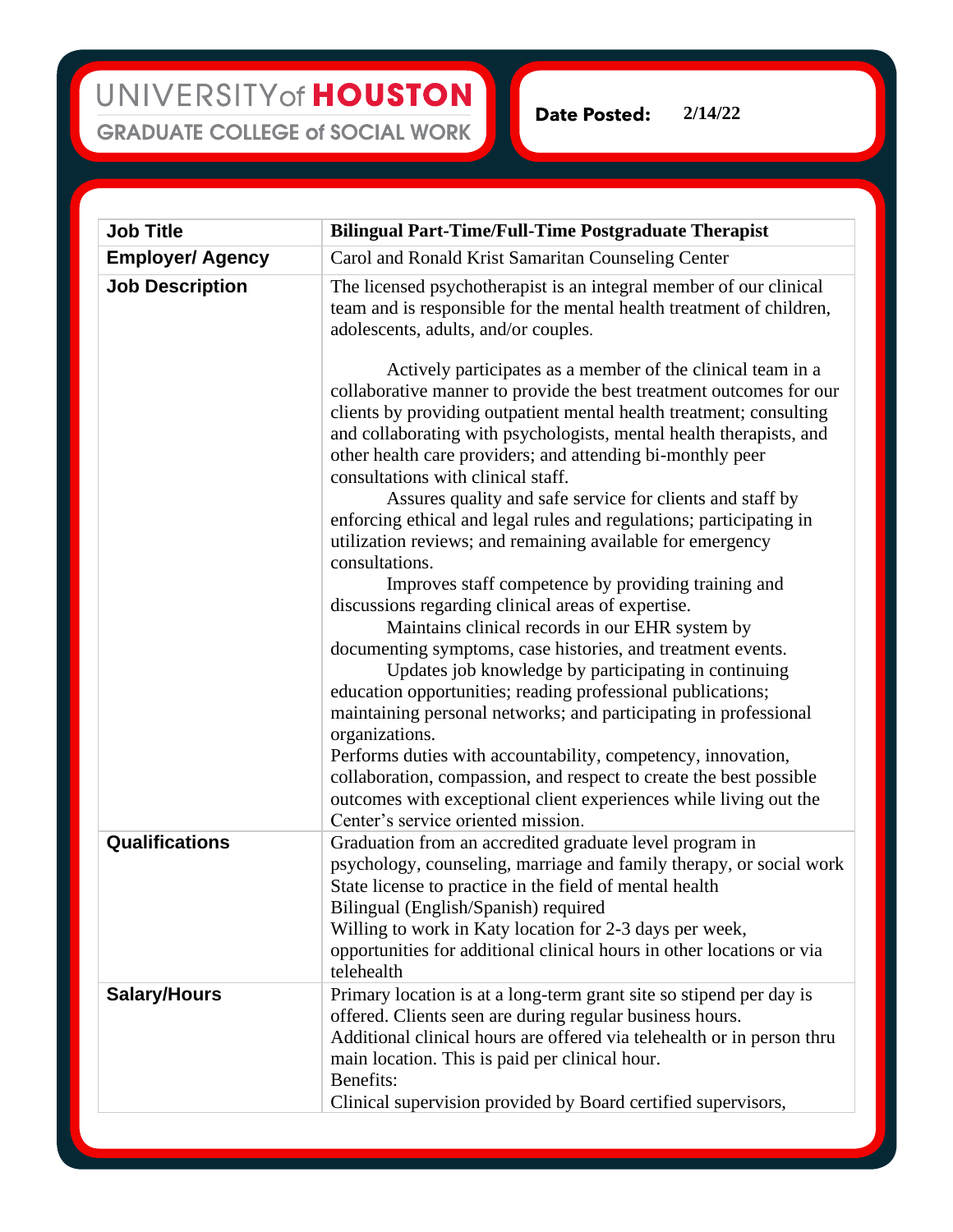UNIVERSITY of HOUSTON
GRADUATE COLLEGE of SOCIAL WORK

**Date Posted:** 2/14/22

| | |
|---|---|
| **Job Title** | **Bilingual Part-Time/Full-Time Postgraduate Therapist** |
| **Employer/ Agency** | Carol and Ronald Krist Samaritan Counseling Center |
| **Job Description** | The licensed psychotherapist is an integral member of our clinical team and is responsible for the mental health treatment of children, adolescents, adults, and/or couples.<br><br>Actively participates as a member of the clinical team in a collaborative manner to provide the best treatment outcomes for our clients by providing outpatient mental health treatment; consulting and collaborating with psychologists, mental health therapists, and other health care providers; and attending bi-monthly peer consultations with clinical staff.<br>Assures quality and safe service for clients and staff by enforcing ethical and legal rules and regulations; participating in utilization reviews; and remaining available for emergency consultations.<br>Improves staff competence by providing training and discussions regarding clinical areas of expertise.<br>Maintains clinical records in our EHR system by documenting symptoms, case histories, and treatment events.<br>Updates job knowledge by participating in continuing education opportunities; reading professional publications; maintaining personal networks; and participating in professional organizations.<br>Performs duties with accountability, competency, innovation, collaboration, compassion, and respect to create the best possible outcomes with exceptional client experiences while living out the Center's service oriented mission. |
| **Qualifications** | Graduation from an accredited graduate level program in psychology, counseling, marriage and family therapy, or social work<br>State license to practice in the field of mental health<br>Bilingual (English/Spanish) required<br>Willing to work in Katy location for 2-3 days per week, opportunities for additional clinical hours in other locations or via telehealth |
| **Salary/Hours** | Primary location is at a long-term grant site so stipend per day is offered. Clients seen are during regular business hours.<br>Additional clinical hours are offered via telehealth or in person thru main location. This is paid per clinical hour.<br>Benefits:<br>Clinical supervision provided by Board certified supervisors, |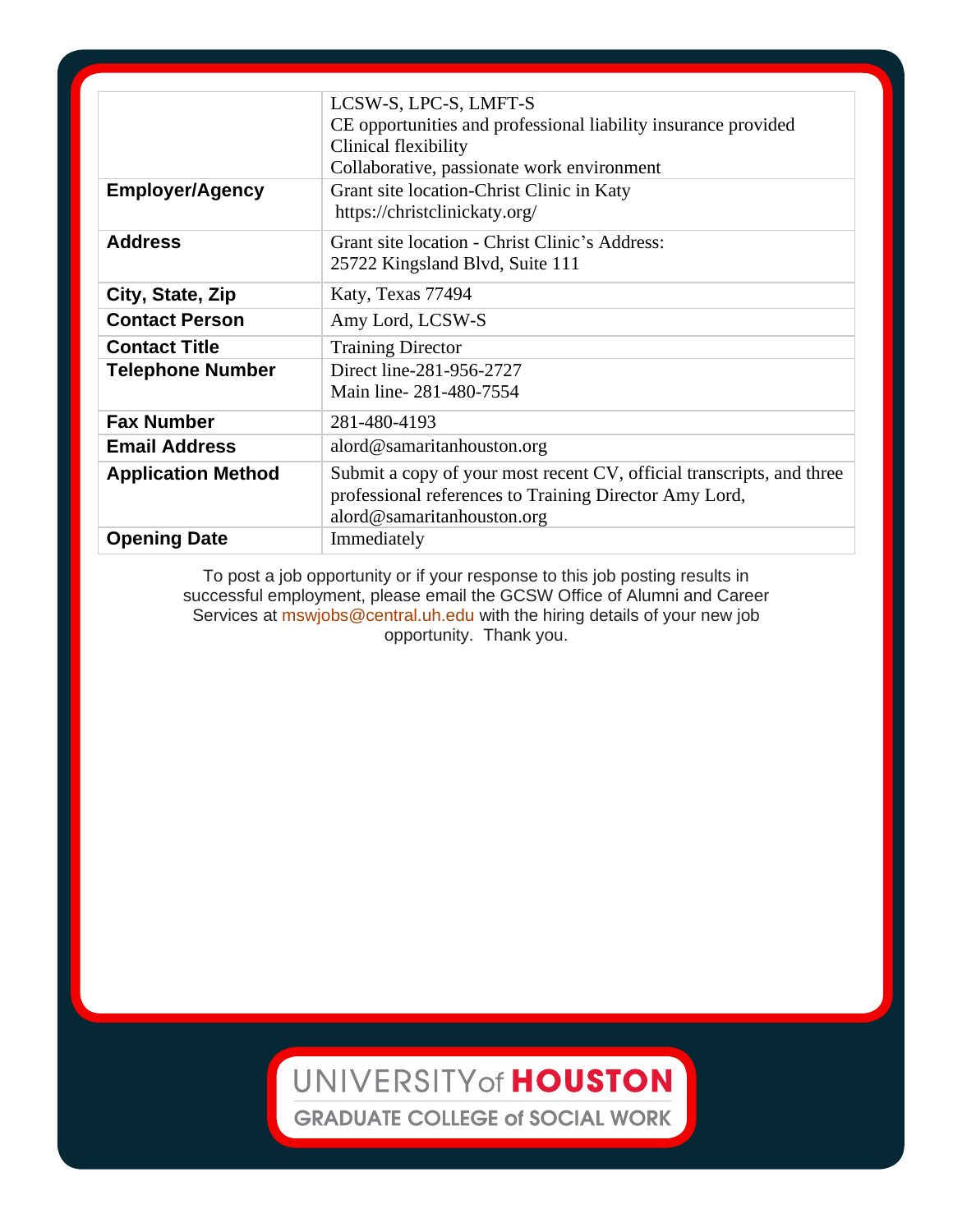| | |
|---|---|
| | LCSW-S, LPC-S, LMFT-S<br>CE opportunities and professional liability insurance provided<br>Clinical flexibility<br>Collaborative, passionate work environment |
| **Employer/Agency** | Grant site location-Christ Clinic in Katy<br>https://christclinickaty.org/ |
| **Address** | Grant site location - Christ Clinic's Address:<br>25722 Kingsland Blvd, Suite 111 |
| **City, State, Zip** | Katy, Texas 77494 |
| **Contact Person** | Amy Lord, LCSW-S |
| **Contact Title** | Training Director |
| **Telephone Number** | Direct line-281-956-2727<br>Main line- 281-480-7554 |
| **Fax Number** | 281-480-4193 |
| **Email Address** | alord@samaritanhouston.org |
| **Application Method** | Submit a copy of your most recent CV, official transcripts, and three professional references to Training Director Amy Lord, alord@samaritanhouston.org |
| **Opening Date** | Immediately |

To post a job opportunity or if your response to this job posting results in successful employment, please email the GCSW Office of Alumni and Career Services at mswjobs@central.uh.edu with the hiring details of your new job opportunity. Thank you.

UNIVERSITY of HOUSTON
GRADUATE COLLEGE of SOCIAL WORK